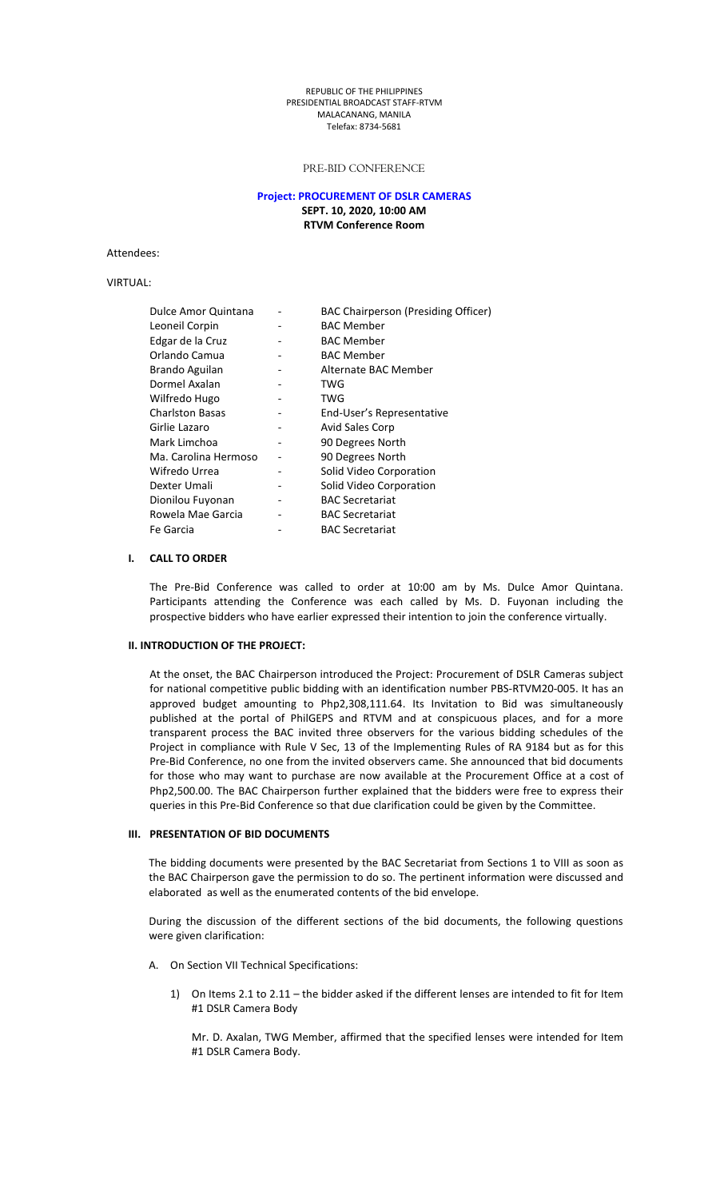REPUBLIC OF THE PHILIPPINES
PRESIDENTIAL BROADCAST STAFF-RTVM
MALACANANG, MANILA
Telefax: 8734-5681

PRE-BID CONFERENCE

**Project: PROCUREMENT OF DSLR CAMERAS**
**SEPT. 10, 2020, 10:00 AM**
**RTVM Conference Room**

Attendees:

VIRTUAL:

| | | |
|---|---|---|
| Dulce Amor Quintana | - | BAC Chairperson (Presiding Officer) |
| Leoneil Corpin | - | BAC Member |
| Edgar de la Cruz | - | BAC Member |
| Orlando Camua | - | BAC Member |
| Brando Aguilan | - | Alternate BAC Member |
| Dormel Axalan | - | TWG |
| Wilfredo Hugo | - | TWG |
| Charlston Basas | - | End-User's Representative |
| Girlie Lazaro | - | Avid Sales Corp |
| Mark Limchoa | - | 90 Degrees North |
| Ma. Carolina Hermoso | - | 90 Degrees North |
| Wifredo Urrea | - | Solid Video Corporation |
| Dexter Umali | - | Solid Video Corporation |
| Dionilou Fuyonan | - | BAC Secretariat |
| Rowela Mae Garcia | - | BAC Secretariat |
| Fe Garcia | - | BAC Secretariat |

## I. CALL TO ORDER

The Pre-Bid Conference was called to order at 10:00 am by Ms. Dulce Amor Quintana. Participants attending the Conference was each called by Ms. D. Fuyonan including the prospective bidders who have earlier expressed their intention to join the conference virtually.

## II. INTRODUCTION OF THE PROJECT:

At the onset, the BAC Chairperson introduced the Project: Procurement of DSLR Cameras subject for national competitive public bidding with an identification number PBS-RTVM20-005. It has an approved budget amounting to Php2,308,111.64. Its Invitation to Bid was simultaneously published at the portal of PhilGEPS and RTVM and at conspicuous places, and for a more transparent process the BAC invited three observers for the various bidding schedules of the Project in compliance with Rule V Sec, 13 of the Implementing Rules of RA 9184 but as for this Pre-Bid Conference, no one from the invited observers came. She announced that bid documents for those who may want to purchase are now available at the Procurement Office at a cost of Php2,500.00. The BAC Chairperson further explained that the bidders were free to express their queries in this Pre-Bid Conference so that due clarification could be given by the Committee.

## III. PRESENTATION OF BID DOCUMENTS

The bidding documents were presented by the BAC Secretariat from Sections 1 to VIII as soon as the BAC Chairperson gave the permission to do so. The pertinent information were discussed and elaborated as well as the enumerated contents of the bid envelope.

During the discussion of the different sections of the bid documents, the following questions were given clarification:

A. On Section VII Technical Specifications:

1) On Items 2.1 to 2.11 – the bidder asked if the different lenses are intended to fit for Item #1 DSLR Camera Body

   Mr. D. Axalan, TWG Member, affirmed that the specified lenses were intended for Item #1 DSLR Camera Body.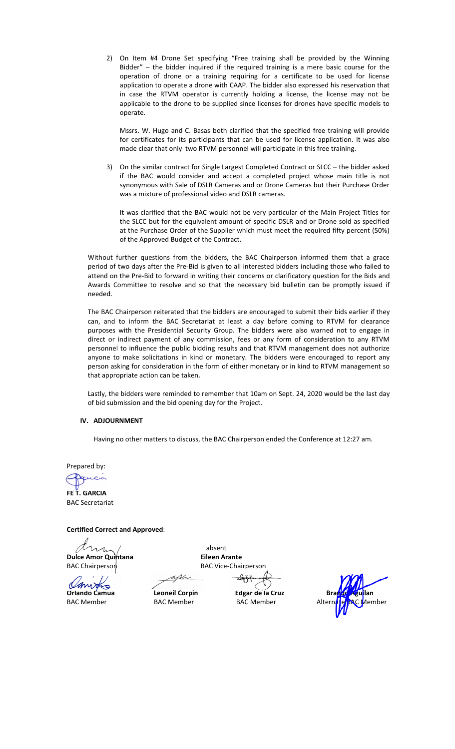2) On Item #4 Drone Set specifying "Free training shall be provided by the Winning Bidder" – the bidder inquired if the required training is a mere basic course for the operation of drone or a training requiring for a certificate to be used for license application to operate a drone with CAAP. The bidder also expressed his reservation that in case the RTVM operator is currently holding a license, the license may not be applicable to the drone to be supplied since licenses for drones have specific models to operate.

   Mssrs. W. Hugo and C. Basas both clarified that the specified free training will provide for certificates for its participants that can be used for license application. It was also made clear that only two RTVM personnel will participate in this free training.

3) On the similar contract for Single Largest Completed Contract or SLCC – the bidder asked if the BAC would consider and accept a completed project whose main title is not synonymous with Sale of DSLR Cameras and or Drone Cameras but their Purchase Order was a mixture of professional video and DSLR cameras.

   It was clarified that the BAC would not be very particular of the Main Project Titles for the SLCC but for the equivalent amount of specific DSLR and or Drone sold as specified at the Purchase Order of the Supplier which must meet the required fifty percent (50%) of the Approved Budget of the Contract.

Without further questions from the bidders, the BAC Chairperson informed them that a grace period of two days after the Pre-Bid is given to all interested bidders including those who failed to attend on the Pre-Bid to forward in writing their concerns or clarificatory question for the Bids and Awards Committee to resolve and so that the necessary bid bulletin can be promptly issued if needed.

The BAC Chairperson reiterated that the bidders are encouraged to submit their bids earlier if they can, and to inform the BAC Secretariat at least a day before coming to RTVM for clearance purposes with the Presidential Security Group. The bidders were also warned not to engage in direct or indirect payment of any commission, fees or any form of consideration to any RTVM personnel to influence the public bidding results and that RTVM management does not authorize anyone to make solicitations in kind or monetary. The bidders were encouraged to report any person asking for consideration in the form of either monetary or in kind to RTVM management so that appropriate action can be taken.

Lastly, the bidders were reminded to remember that 10am on Sept. 24, 2020 would be the last day of bid submission and the bid opening day for the Project.

## IV. ADJOURNMENT

Having no other matters to discuss, the BAC Chairperson ended the Conference at 12:27 am.

Prepared by:

**FE T. GARCIA**
BAC Secretariat

**Certified Correct and Approved**:

**Dulce Amor Quintana**
BAC Chairperson

absent
**Eileen Arante**
BAC Vice-Chairperson

**Orlando Camua**
BAC Member

**Leoneil Corpin**
BAC Member

**Edgar de la Cruz**
BAC Member

**Brando Aguilan**
Alternate BAC Member